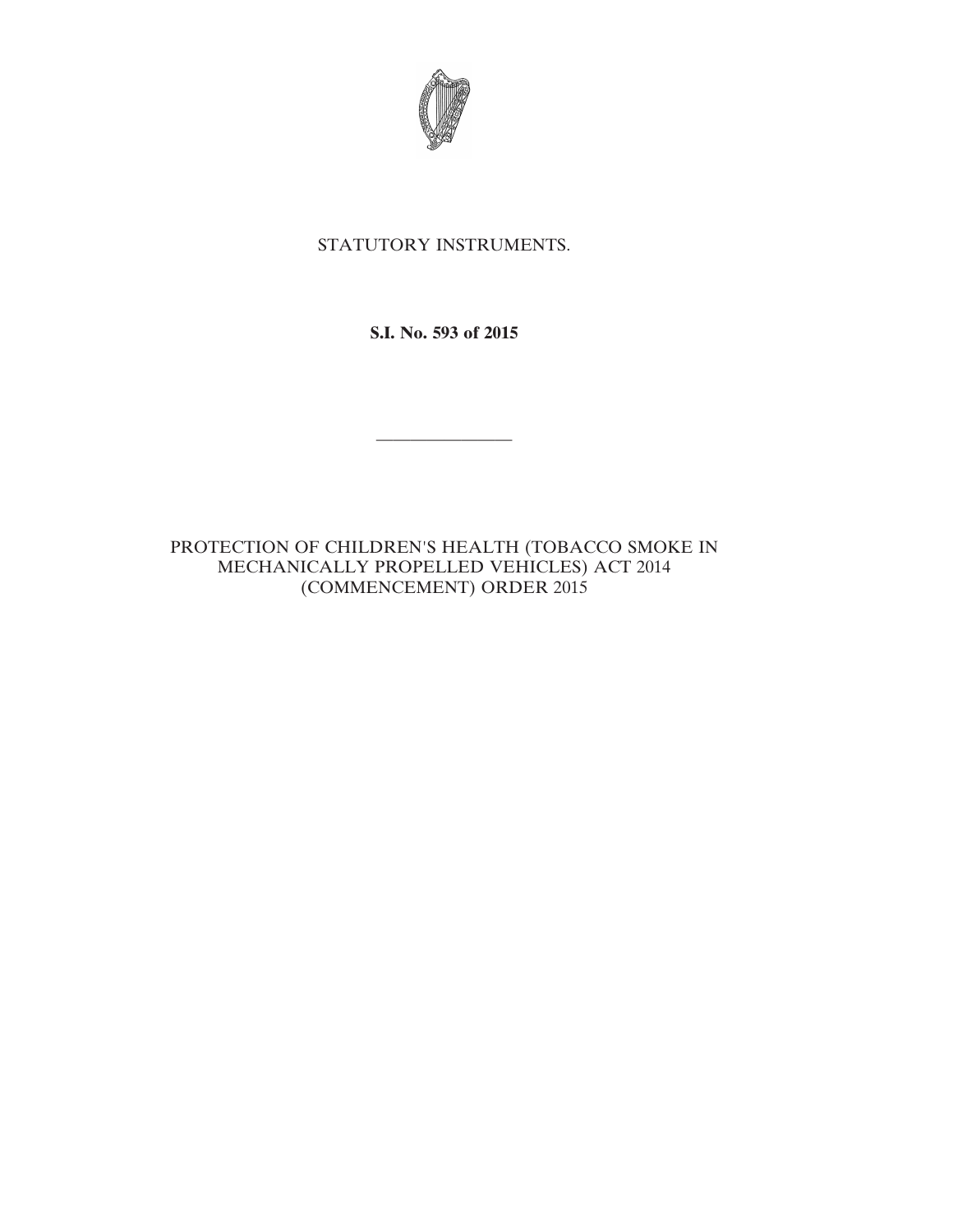STATUTORY INSTRUMENTS.

**S.I. No. 593 of 2015**

---

PROTECTION OF CHILDREN'S HEALTH (TOBACCO SMOKE IN MECHANICALLY PROPELLED VEHICLES) ACT 2014 (COMMENCEMENT) ORDER 2015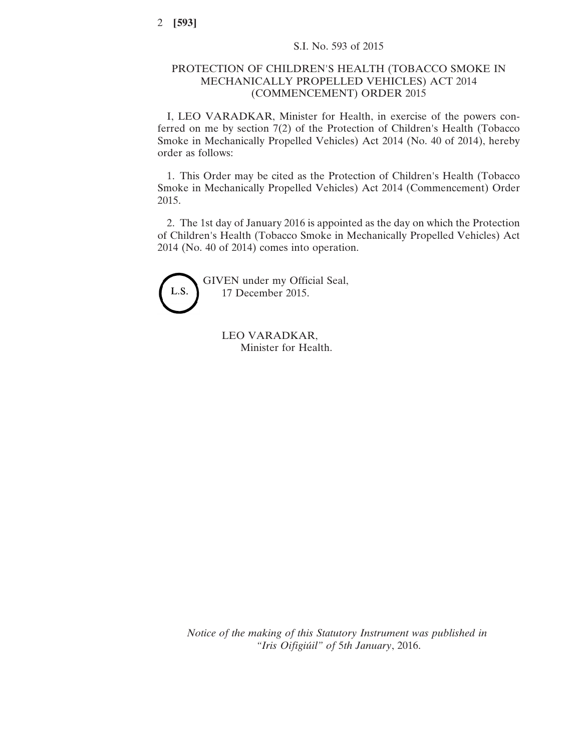S.I. No. 593 of 2015

# PROTECTION OF CHILDREN'S HEALTH (TOBACCO SMOKE IN MECHANICALLY PROPELLED VEHICLES) ACT 2014 (COMMENCEMENT) ORDER 2015

I, LEO VARADKAR, Minister for Health, in exercise of the powers conferred on me by section 7(2) of the Protection of Children's Health (Tobacco Smoke in Mechanically Propelled Vehicles) Act 2014 (No. 40 of 2014), hereby order as follows:

1. This Order may be cited as the Protection of Children's Health (Tobacco Smoke in Mechanically Propelled Vehicles) Act 2014 (Commencement) Order 2015.

2. The 1st day of January 2016 is appointed as the day on which the Protection of Children's Health (Tobacco Smoke in Mechanically Propelled Vehicles) Act 2014 (No. 40 of 2014) comes into operation.

L.S.

GIVEN under my Official Seal,
17 December 2015.

LEO VARADKAR,
Minister for Health.

*Notice of the making of this Statutory Instrument was published in "Iris Oifigiúil" of 5th January, 2016.*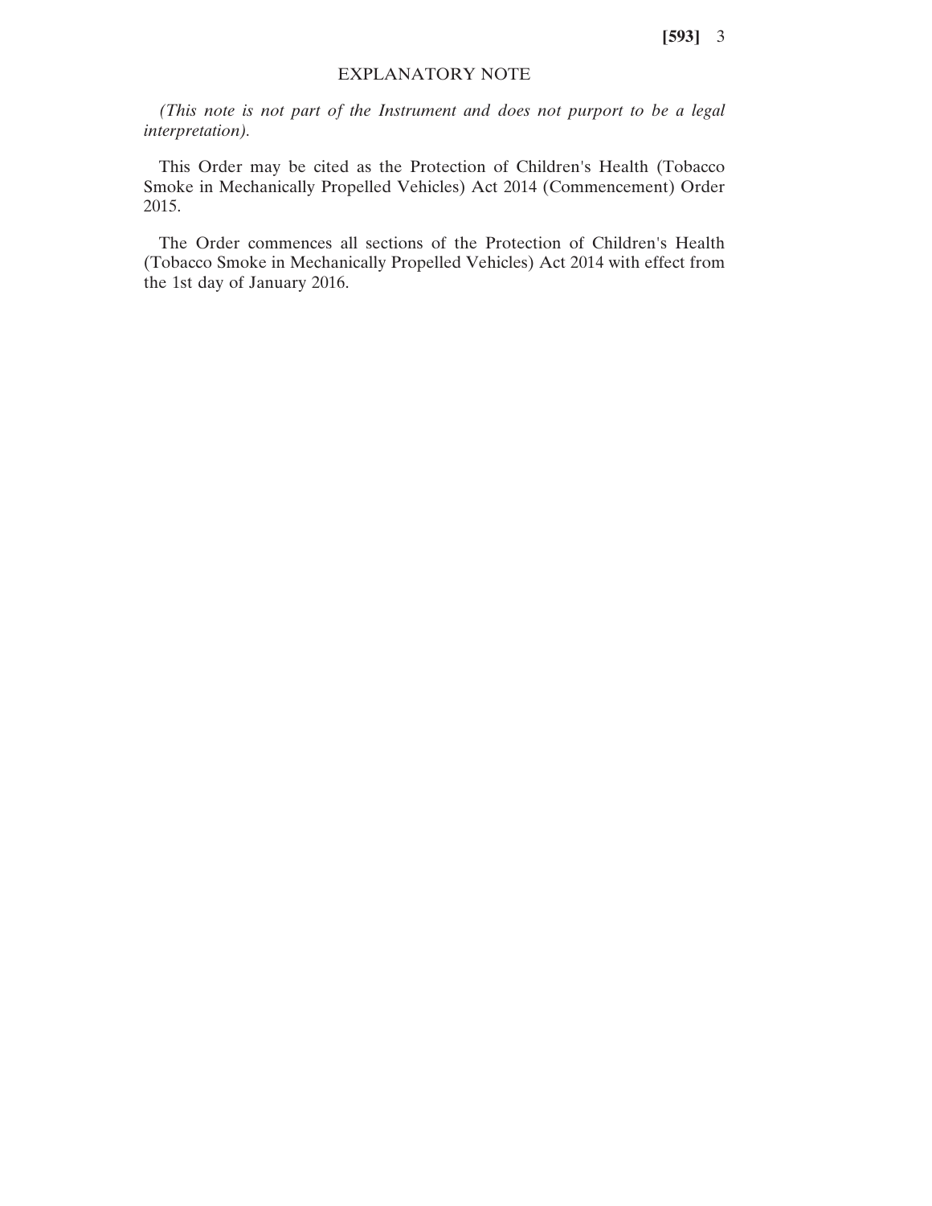## EXPLANATORY NOTE

*(This note is not part of the Instrument and does not purport to be a legal interpretation).*

This Order may be cited as the Protection of Children's Health (Tobacco Smoke in Mechanically Propelled Vehicles) Act 2014 (Commencement) Order 2015.

The Order commences all sections of the Protection of Children's Health (Tobacco Smoke in Mechanically Propelled Vehicles) Act 2014 with effect from the 1st day of January 2016.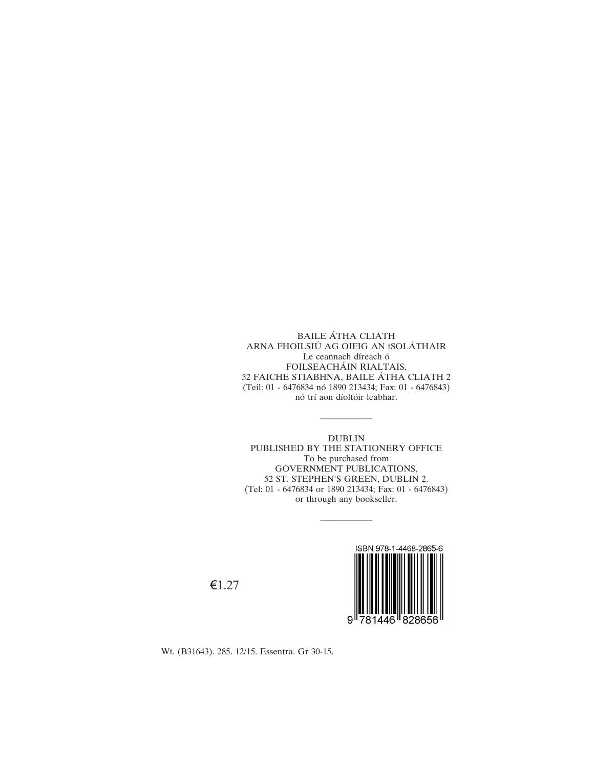BAILE ÁTHA CLIATH
ARNA FHOILSIÚ AG OIFIG AN tSOLÁTHAIR
Le ceannach díreach ó
FOILSEACHÁIN RIALTAIS,
52 FAICHE STIABHNA, BAILE ÁTHA CLIATH 2
(Teil: 01 - 6476834 nó 1890 213434; Fax: 01 - 6476843)
nó trí aon díoltóir leabhar.

---

DUBLIN
PUBLISHED BY THE STATIONERY OFFICE
To be purchased from
GOVERNMENT PUBLICATIONS,
52 ST. STEPHEN'S GREEN, DUBLIN 2.
(Tel: 01 - 6476834 or 1890 213434; Fax: 01 - 6476843)
or through any bookseller.

---

€1.27

ISBN 978-1-4468-2865-6

9 781446 828656

Wt. (B31643). 285. 12/15. Essentra. Gr 30-15.